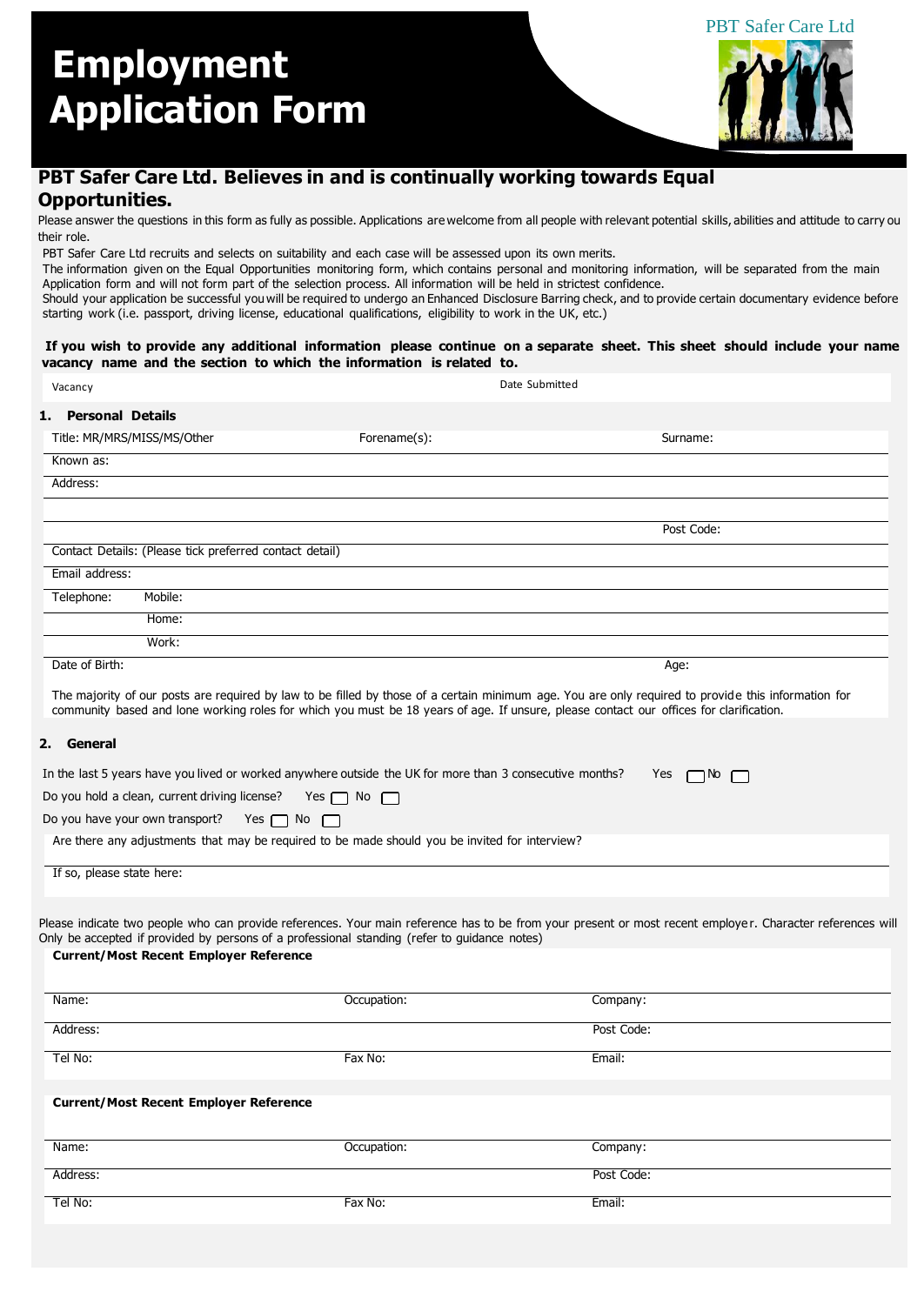# Employment Application Form

PBT Safer Care Ltd

## PBT Safer Care Ltd. Believes in and is continually working towards Equal Opportunities.

Please answer the questions in this form as fully as possible. Applications are welcome from all people with relevant potential skills, abilities and attitude to carry ou their role.

PBT Safer Care Ltd recruits and selects on suitability and each case will be assessed upon its own merits.

The information given on the Equal Opportunities monitoring form, which contains personal and monitoring information, will be separated from the main Application form and will not form part of the selection process. All information will be held in strictest confidence.

Should your application be successful you will be required to undergo an Enhanced Disclosure Barring check, and to provide certain documentary evidence before starting work (i.e. passport, driving license, educational qualifications, eligibility to work in the UK, etc.)

**If you wish to provide any additional information please continue on a separate sheet. This sheet should include your name vacancy name and the section to which the information is related to.**

| Vacancy | Date Submitted |
|---|---|

### 1. Personal Details

| Title: MR/MRS/MISS/MS/Other | Forename(s): | Surname: |
|---|---|---|
| Known as: | | |
| Address: | | |
| | | |
| | | Post Code: |
| Contact Details: (Please tick preferred contact detail) | | |
| Email address: | | |
| Telephone: Mobile: | | |
| Home: | | |
| Work: | | |
| Date of Birth: | | Age: |

The majority of our posts are required by law to be filled by those of a certain minimum age. You are only required to provide this information for community based and lone working roles for which you must be 18 years of age. If unsure, please contact our offices for clarification.

### 2. General

In the last 5 years have you lived or worked anywhere outside the UK for more than 3 consecutive months? Yes ☐ No ☐

Do you hold a clean, current driving license? Yes ☐ No ☐

Do you have your own transport? Yes ☐ No ☐

Are there any adjustments that may be required to be made should you be invited for interview?

If so, please state here:

Please indicate two people who can provide references. Your main reference has to be from your present or most recent employer. Character references will Only be accepted if provided by persons of a professional standing (refer to guidance notes)

**Current/Most Recent Employer Reference**

| Name: | Occupation: | Company: |
|---|---|---|
| Address: | | Post Code: |
| Tel No: | Fax No: | Email: |

**Current/Most Recent Employer Reference**

| Name: | Occupation: | Company: |
|---|---|---|
| Address: | | Post Code: |
| Tel No: | Fax No: | Email: |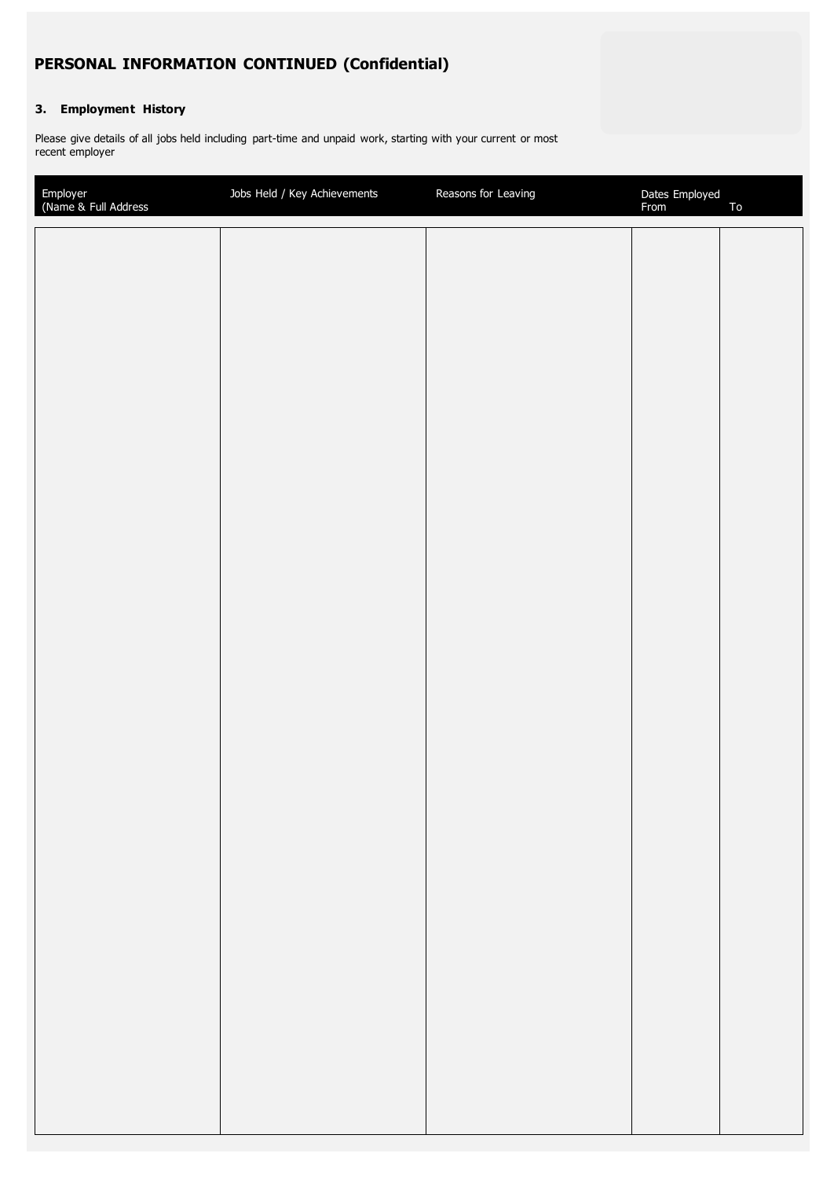## PERSONAL INFORMATION CONTINUED (Confidential)

### 3. Employment History

Please give details of all jobs held including part-time and unpaid work, starting with your current or most recent employer

| Employer (Name & Full Address | Jobs Held / Key Achievements | Reasons for Leaving | Dates Employed From | To |
|---|---|---|---|---|
| | | | | |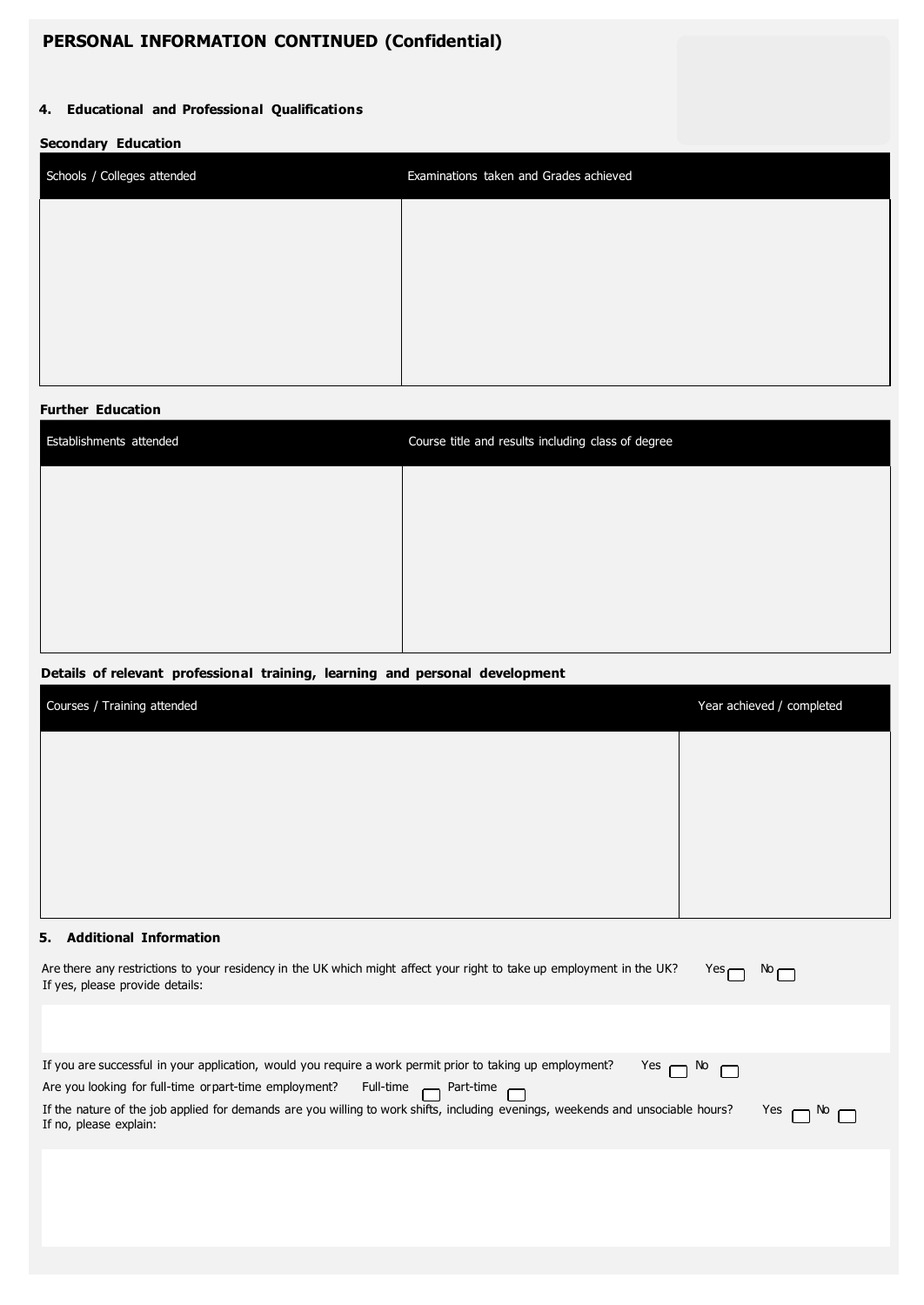# PERSONAL INFORMATION CONTINUED (Confidential)

## 4. Educational and Professional Qualifications

### Secondary Education

| Schools / Colleges attended | Examinations taken and Grades achieved |
| --- | --- |
| | |

### Further Education

| Establishments attended | Course title and results including class of degree |
| --- | --- |
| | |

### Details of relevant professional training, learning and personal development

| Courses / Training attended | Year achieved / completed |
| --- | --- |
| | |

## 5. Additional Information

Are there any restrictions to your residency in the UK which might affect your right to take up employment in the UK? Yes ☐ No ☐

If yes, please provide details:

If you are successful in your application, would you require a work permit prior to taking up employment? Yes ☐ No ☐

Are you looking for full-time orpart-time employment? Full-time ☐ Part-time ☐

If the nature of the job applied for demands are you willing to work shifts, including evenings, weekends and unsociable hours? Yes ☐ No ☐

If no, please explain: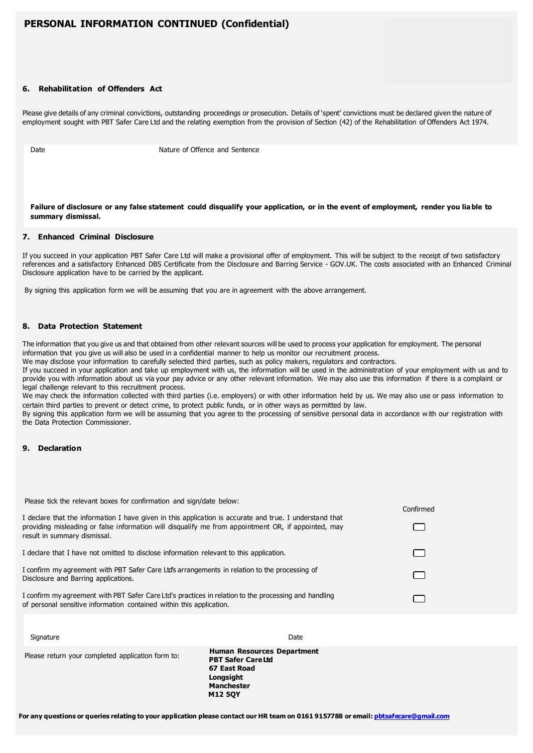# PERSONAL INFORMATION CONTINUED (Confidential)

## 6. Rehabilitation of Offenders Act

Please give details of any criminal convictions, outstanding proceedings or prosecution. Details of 'spent' convictions must be declared given the nature of employment sought with PBT Safer Care Ltd and the relating exemption from the provision of Section (42) of the Rehabilitation of Offenders Act 1974.

| Date | Nature of Offence and Sentence |
| --- | --- |
| | |

**Failure of disclosure or any false statement could disqualify your application, or in the event of employment, render you liable to summary dismissal.**

## 7. Enhanced Criminal Disclosure

If you succeed in your application PBT Safer Care Ltd will make a provisional offer of employment. This will be subject to the receipt of two satisfactory references and a satisfactory Enhanced DBS Certificate from the Disclosure and Barring Service - GOV.UK. The costs associated with an Enhanced Criminal Disclosure application have to be carried by the applicant.

By signing this application form we will be assuming that you are in agreement with the above arrangement.

## 8. Data Protection Statement

The information that you give us and that obtained from other relevant sources will be used to process your application for employment. The personal information that you give us will also be used in a confidential manner to help us monitor our recruitment process.
We may disclose your information to carefully selected third parties, such as policy makers, regulators and contractors.
If you succeed in your application and take up employment with us, the information will be used in the administration of your employment with us and to provide you with information about us via your pay advice or any other relevant information. We may also use this information if there is a complaint or legal challenge relevant to this recruitment process.
We may check the information collected with third parties (i.e. employers) or with other information held by us. We may also use or pass information to certain third parties to prevent or detect crime, to protect public funds, or in other ways as permitted by law.
By signing this application form we will be assuming that you agree to the processing of sensitive personal data in accordance with our registration with the Data Protection Commissioner.

## 9. Declaration

Please tick the relevant boxes for confirmation and sign/date below:

| | Confirmed |
| --- | --- |
| I declare that the information I have given in this application is accurate and true. I understand that providing misleading or false information will disqualify me from appointment OR, if appointed, may result in summary dismissal. | ☐ |
| I declare that I have not omitted to disclose information relevant to this application. | ☐ |
| I confirm my agreement with PBT Safer Care Ltd's arrangements in relation to the processing of Disclosure and Barring applications. | ☐ |
| I confirm my agreement with PBT Safer Care Ltd's practices in relation to the processing and handling of personal sensitive information contained within this application. | ☐ |

| Signature | Date |
| --- | --- |
| | |

Please return your completed application form to:

**Human Resources Department**
**PBT Safer Care Ltd**
**67 East Road**
**Longsight**
**Manchester**
**M12 5QY**

**For any questions or queries relating to your application please contact our HR team on 0161 9157788 or email: pbtsafecare@gmail.com**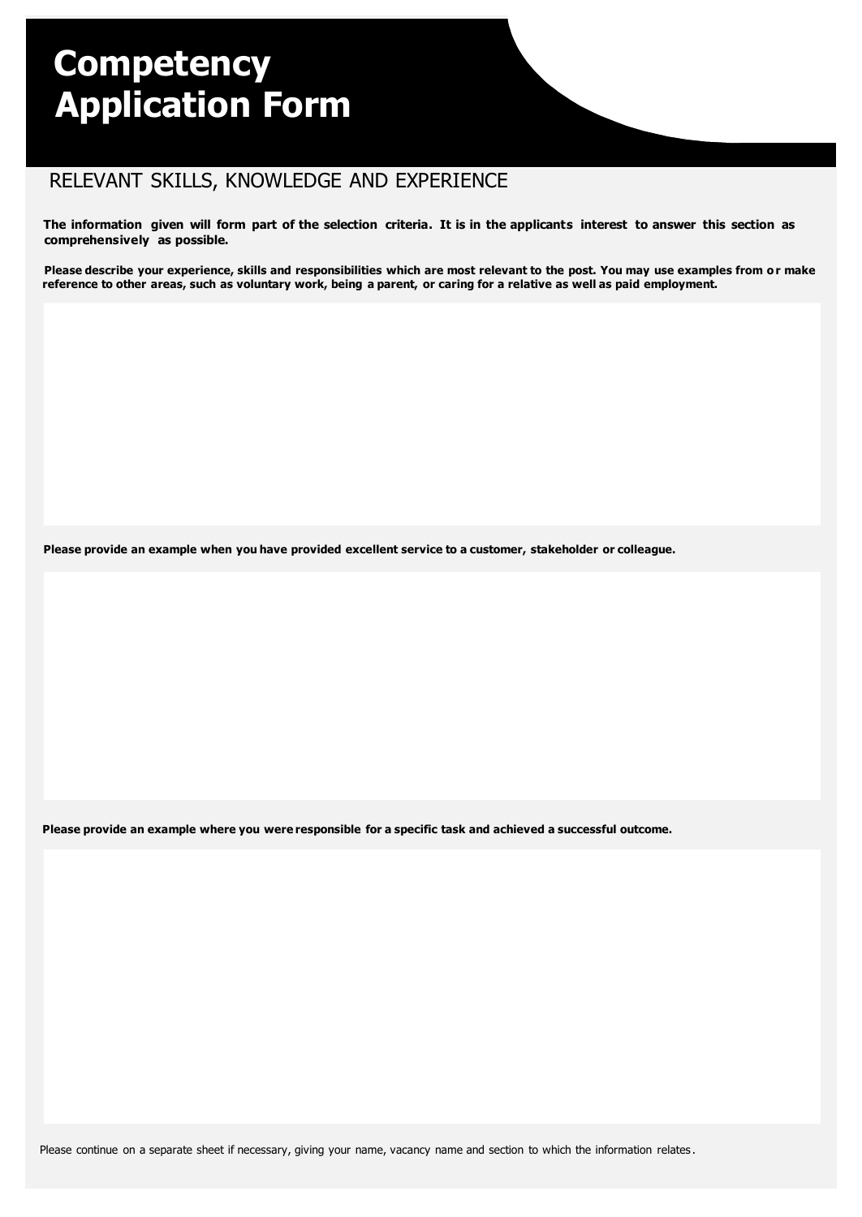# Competency Application Form

## RELEVANT SKILLS, KNOWLEDGE AND EXPERIENCE

**The information given will form part of the selection criteria. It is in the applicants interest to answer this section as comprehensively as possible.**

**Please describe your experience, skills and responsibilities which are most relevant to the post. You may use examples from or make reference to other areas, such as voluntary work, being a parent, or caring for a relative as well as paid employment.**

**Please provide an example when you have provided excellent service to a customer, stakeholder or colleague.**

**Please provide an example where you were responsible for a specific task and achieved a successful outcome.**

Please continue on a separate sheet if necessary, giving your name, vacancy name and section to which the information relates.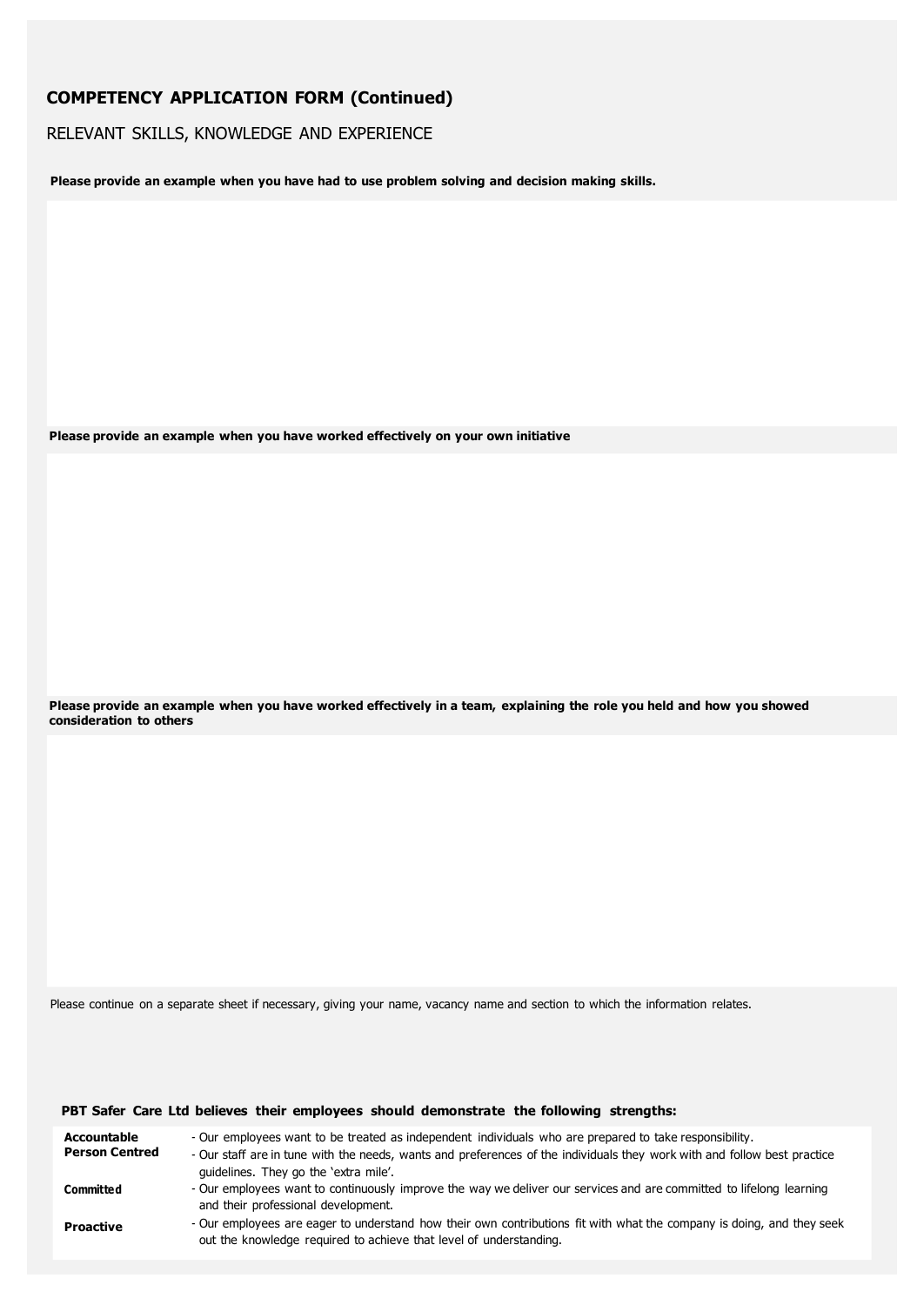## COMPETENCY APPLICATION FORM (Continued)

RELEVANT SKILLS, KNOWLEDGE AND EXPERIENCE

**Please provide an example when you have had to use problem solving and decision making skills.**

**Please provide an example when you have worked effectively on your own initiative**

**Please provide an example when you have worked effectively in a team, explaining the role you held and how you showed consideration to others**

Please continue on a separate sheet if necessary, giving your name, vacancy name and section to which the information relates.

**PBT Safer Care Ltd believes their employees should demonstrate the following strengths:**

| | |
|---|---|
| **Accountable** | - Our employees want to be treated as independent individuals who are prepared to take responsibility. |
| **Person Centred** | - Our staff are in tune with the needs, wants and preferences of the individuals they work with and follow best practice guidelines. They go the 'extra mile'. |
| **Committed** | - Our employees want to continuously improve the way we deliver our services and are committed to lifelong learning and their professional development. |
| **Proactive** | - Our employees are eager to understand how their own contributions fit with what the company is doing, and they seek out the knowledge required to achieve that level of understanding. |